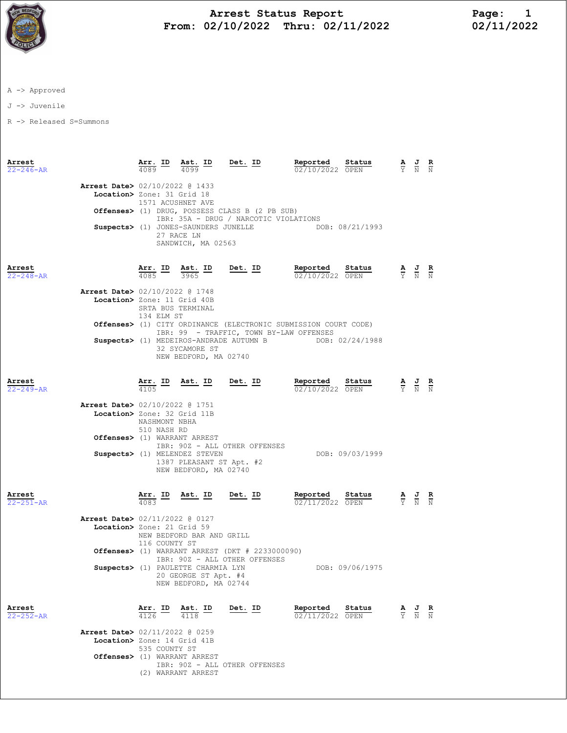# Arrest Status Report

**From: 02/10/2022 Thru: 02/11/2022**

A -> Approved

J -> Juvenile

R -> Released S=Summons

| Arrest | Arr. ID | Ast. ID | Det. ID | Reported | Status | A | J | R |
|---|---|---|---|---|---|---|---|---|
| 22-246-AR | 4089 | 4099 | | 02/10/2022 | OPEN | Y | N | N |

**Arrest Date>** 02/10/2022 @ 1433
**Location>** Zone: 31 Grid 18
1571 ACUSHNET AVE
**Offenses>** (1) DRUG, POSSESS CLASS B (2 PB SUB)
IBR: 35A - DRUG / NARCOTIC VIOLATIONS
**Suspects>** (1) JONES-SAUNDERS JUNELLE DOB: 08/21/1993
27 RACE LN
SANDWICH, MA 02563

| Arrest | Arr. ID | Ast. ID | Det. ID | Reported | Status | A | J | R |
|---|---|---|---|---|---|---|---|---|
| 22-248-AR | 4085 | 3965 | | 02/10/2022 | OPEN | Y | N | N |

**Arrest Date>** 02/10/2022 @ 1748
**Location>** Zone: 11 Grid 40B
SRTA BUS TERMINAL
134 ELM ST
**Offenses>** (1) CITY ORDINANCE (ELECTRONIC SUBMISSION COURT CODE)
IBR: 99 - TRAFFIC, TOWN BY-LAW OFFENSES
**Suspects>** (1) MEDEIROS-ANDRADE AUTUMN B DOB: 02/24/1988
32 SYCAMORE ST
NEW BEDFORD, MA 02740

| Arrest | Arr. ID | Ast. ID | Det. ID | Reported | Status | A | J | R |
|---|---|---|---|---|---|---|---|---|
| 22-249-AR | 4105 | | | 02/10/2022 | OPEN | Y | N | N |

**Arrest Date>** 02/10/2022 @ 1751
**Location>** Zone: 32 Grid 11B
NASHMONT NBHA
510 NASH RD
**Offenses>** (1) WARRANT ARREST
IBR: 90Z - ALL OTHER OFFENSES
**Suspects>** (1) MELENDEZ STEVEN DOB: 09/03/1999
1387 PLEASANT ST Apt. #2
NEW BEDFORD, MA 02740

| Arrest | Arr. ID | Ast. ID | Det. ID | Reported | Status | A | J | R |
|---|---|---|---|---|---|---|---|---|
| 22-251-AR | 4083 | | | 02/11/2022 | OPEN | Y | N | N |

**Arrest Date>** 02/11/2022 @ 0127
**Location>** Zone: 21 Grid 59
NEW BEDFORD BAR AND GRILL
116 COUNTY ST
**Offenses>** (1) WARRANT ARREST (DKT # 2233000090)
IBR: 90Z - ALL OTHER OFFENSES
**Suspects>** (1) PAULETTE CHARMIA LYN DOB: 09/06/1975
20 GEORGE ST Apt. #4
NEW BEDFORD, MA 02744

| Arrest | Arr. ID | Ast. ID | Det. ID | Reported | Status | A | J | R |
|---|---|---|---|---|---|---|---|---|
| 22-252-AR | 4126 | 4118 | | 02/11/2022 | OPEN | Y | N | N |

**Arrest Date>** 02/11/2022 @ 0259
**Location>** Zone: 14 Grid 41B
535 COUNTY ST
**Offenses>** (1) WARRANT ARREST
IBR: 90Z - ALL OTHER OFFENSES
(2) WARRANT ARREST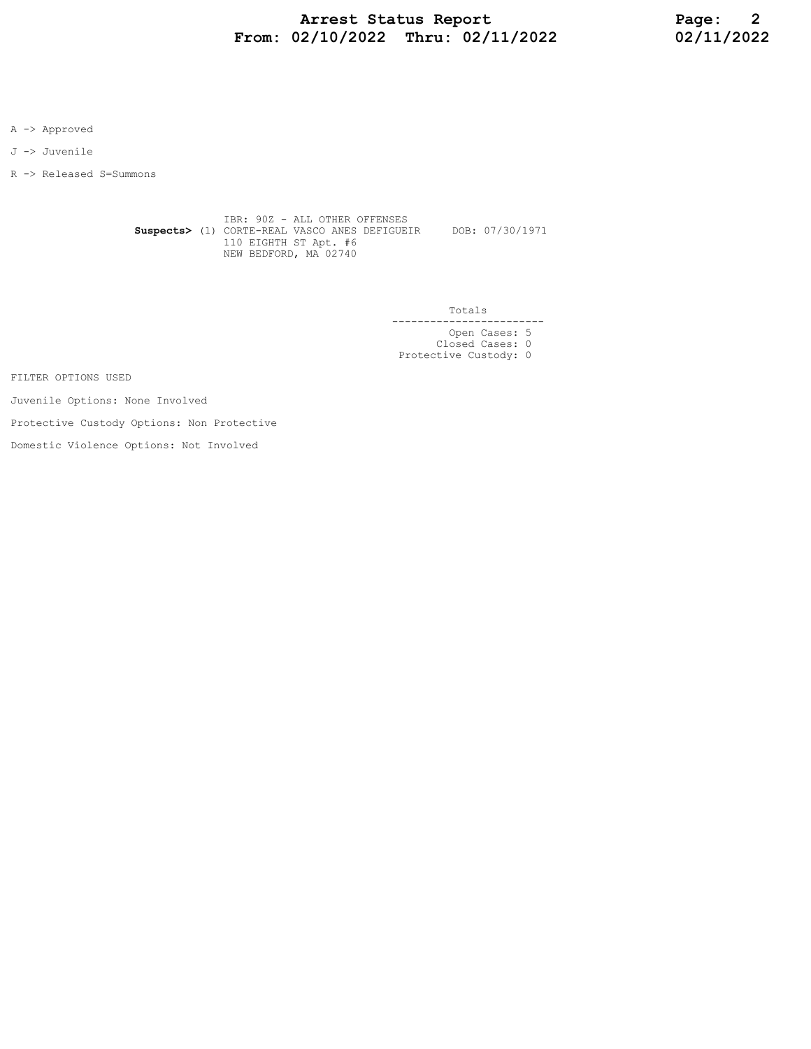# Arrest Status Report
## From: 02/10/2022 Thru: 02/11/2022

A -> Approved

J -> Juvenile

R -> Released S=Summons

IBR: 90Z - ALL OTHER OFFENSES

**Suspects>** (1) CORTE-REAL VASCO ANES DEFIGUEIR DOB: 07/30/1971
110 EIGHTH ST Apt. #6
NEW BEDFORD, MA 02740

Totals

| | |
|---|---|
| Open Cases: | 5 |
| Closed Cases: | 0 |
| Protective Custody: | 0 |

FILTER OPTIONS USED

Juvenile Options: None Involved

Protective Custody Options: Non Protective

Domestic Violence Options: Not Involved